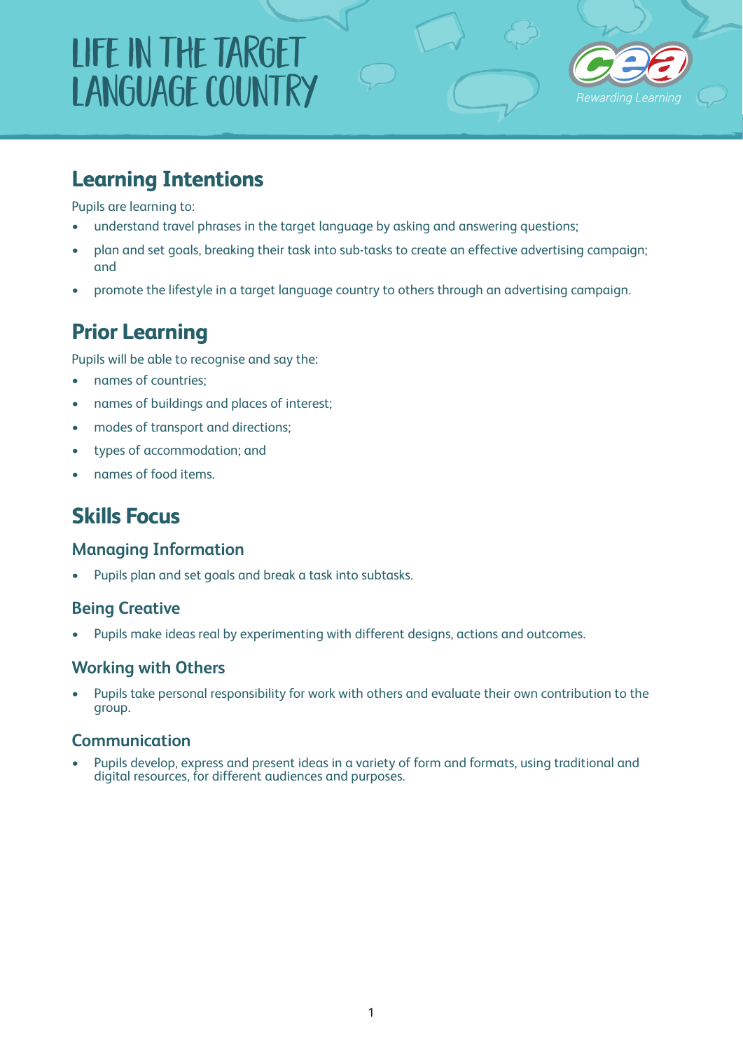# LIFE IN THE TARGET LANGUAGE COUNTRY

## Learning Intentions

Pupils are learning to:

- understand travel phrases in the target language by asking and answering questions;
- plan and set goals, breaking their task into sub-tasks to create an effective advertising campaign; and
- promote the lifestyle in a target language country to others through an advertising campaign.

## Prior Learning

Pupils will be able to recognise and say the:

- names of countries;
- names of buildings and places of interest;
- modes of transport and directions;
- types of accommodation; and
- names of food items.

## Skills Focus

### Managing Information

- Pupils plan and set goals and break a task into subtasks.

### Being Creative

- Pupils make ideas real by experimenting with different designs, actions and outcomes.

### Working with Others

- Pupils take personal responsibility for work with others and evaluate their own contribution to the group.

### Communication

- Pupils develop, express and present ideas in a variety of form and formats, using traditional and digital resources, for different audiences and purposes.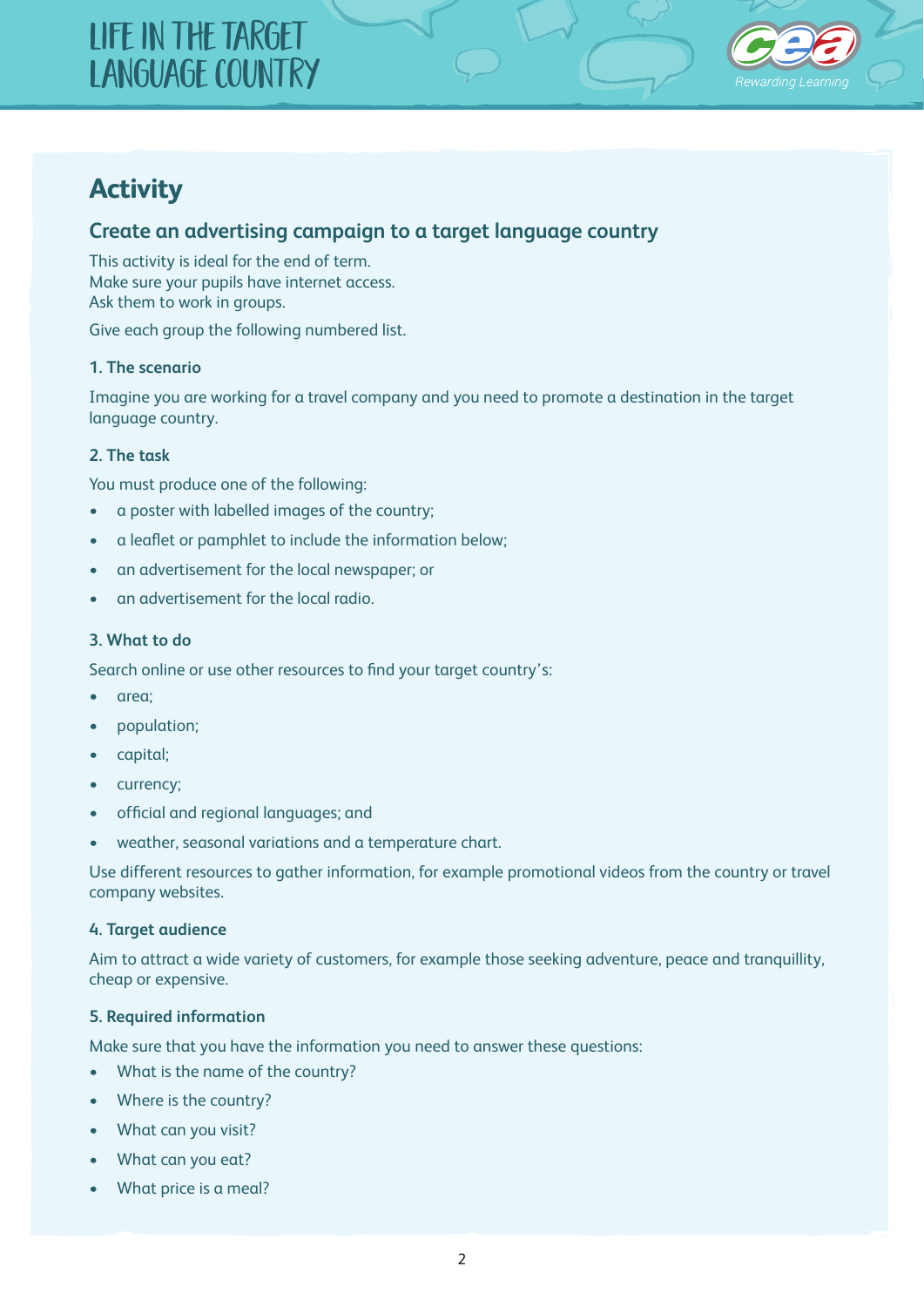## Activity

### Create an advertising campaign to a target language country

This activity is ideal for the end of term.
Make sure your pupils have internet access.
Ask them to work in groups.

Give each group the following numbered list.

#### 1. The scenario

Imagine you are working for a travel company and you need to promote a destination in the target language country.

#### 2. The task

You must produce one of the following:

- a poster with labelled images of the country;
- a leaflet or pamphlet to include the information below;
- an advertisement for the local newspaper; or
- an advertisement for the local radio.

#### 3. What to do

Search online or use other resources to find your target country's:

- area;
- population;
- capital;
- currency;
- official and regional languages; and
- weather, seasonal variations and a temperature chart.

Use different resources to gather information, for example promotional videos from the country or travel company websites.

#### 4. Target audience

Aim to attract a wide variety of customers, for example those seeking adventure, peace and tranquillity, cheap or expensive.

#### 5. Required information

Make sure that you have the information you need to answer these questions:

- What is the name of the country?
- Where is the country?
- What can you visit?
- What can you eat?
- What price is a meal?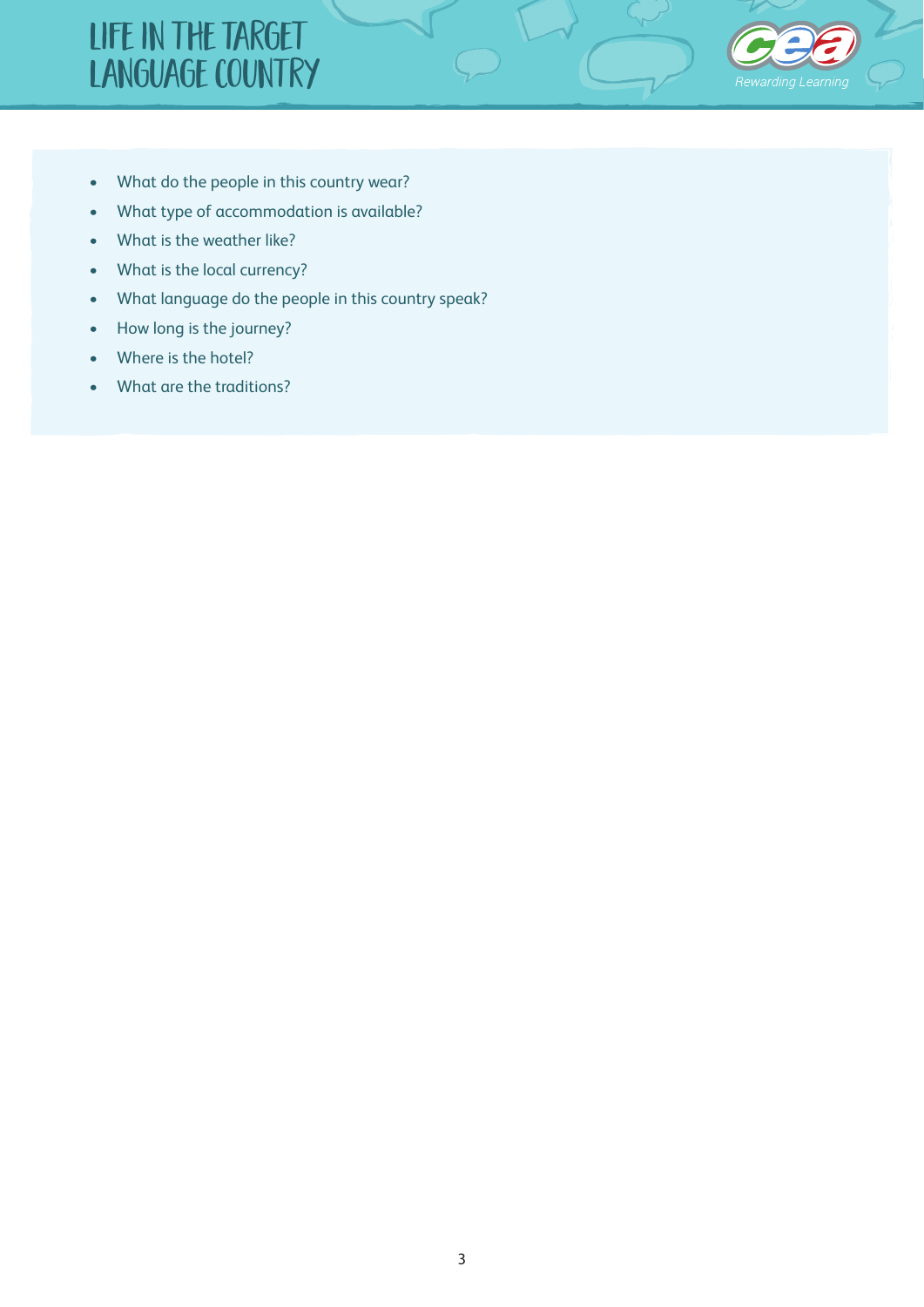# LIFE IN THE TARGET LANGUAGE COUNTRY

- What do the people in this country wear?
- What type of accommodation is available?
- What is the weather like?
- What is the local currency?
- What language do the people in this country speak?
- How long is the journey?
- Where is the hotel?
- What are the traditions?